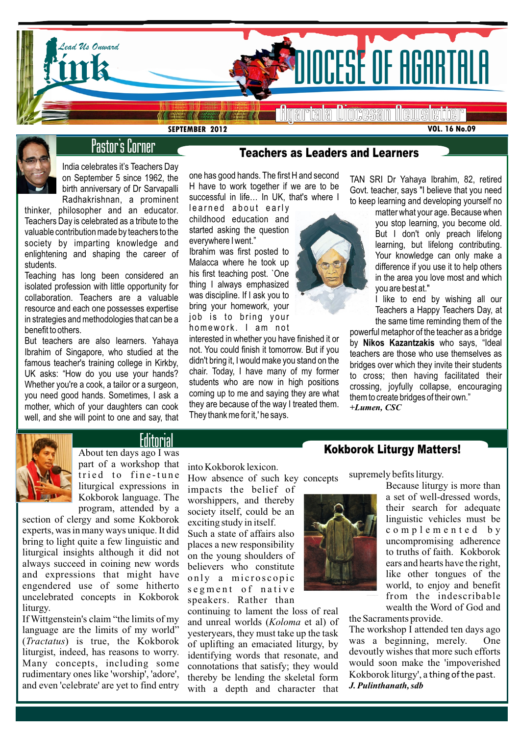# DIOCESE OF AGARTALA

Lead Us Onward

**Link**

Agartala Diocesan Newsletter

SEPTEMBER 2012 — VOL. 16 No.09

## Pastor's Corner

### Teachers as Leaders and Learners

India celebrates it's Teachers Day on September 5 since 1962, the birth anniversary of Dr Sarvapalli Radhakrishnan, a prominent thinker, philosopher and an educator. Teachers Day is celebrated as a tribute to the valuable contribution made by teachers to the society by imparting knowledge and enlightening and shaping the career of students.

Teaching has long been considered an isolated profession with little opportunity for collaboration. Teachers are a valuable resource and each one possesses expertise in strategies and methodologies that can be a benefit to others.

But teachers are also learners. Yahaya Ibrahim of Singapore, who studied at the famous teacher's training college in Kirkby, UK asks: "How do you use your hands? Whether you're a cook, a tailor or a surgeon, you need good hands. Sometimes, I ask a mother, which of your daughters can cook well, and she will point to one and say, that one has good hands. The first H and second H have to work together if we are to be successful in life... In UK, that's where I learned about early childhood education and started asking the question everywhere I went."

Ibrahim was first posted to Malacca where he took up his first teaching post. `One thing I always emphasized was discipline. If I ask you to bring your homework, your job is to bring your homework. I am not interested in whether you have finished it or not. You could finish it tomorrow. But if you didn't bring it, I would make you stand on the chair. Today, I have many of my former students who are now in high positions coming up to me and saying they are what they are because of the way I treated them. They thank me for it,' he says.

TAN SRI Dr Yahaya Ibrahim, 82, retired Govt. teacher, says "I believe that you need to keep learning and developing yourself no matter what your age. Because when you stop learning, you become old. But I don't only preach lifelong learning, but lifelong contributing. Your knowledge can only make a difference if you use it to help others in the area you love most and which you are best at."

I like to end by wishing all our Teachers a Happy Teachers Day, at the same time reminding them of the powerful metaphor of the teacher as a bridge by **Nikos Kazantzakis** who says, "Ideal teachers are those who use themselves as bridges over which they invite their students to cross; then having facilitated their crossing, joyfully collapse, encouraging them to create bridges of their own."

***+Lumen, CSC***

## Editorial

### Kokborok Liturgy Matters!

About ten days ago I was part of a workshop that tried to fine-tune liturgical expressions in Kokborok language. The program, attended by a section of clergy and some Kokborok experts, was in many ways unique. It did bring to light quite a few linguistic and liturgical insights although it did not always succeed in coining new words and expressions that might have engendered use of some hitherto uncelebrated concepts in Kokborok liturgy.

If Wittgenstein's claim "the limits of my language are the limits of my world" (*Tractatus*) is true, the Kokborok liturgist, indeed, has reasons to worry. Many concepts, including some rudimentary ones like 'worship', 'adore', and even 'celebrate' are yet to find entry into Kokborok lexicon.

How absence of such key concepts impacts the belief of worshippers, and thereby society itself, could be an exciting study in itself.

Such a state of affairs also places a new responsibility on the young shoulders of believers who constitute only a microscopic segment of native speakers. Rather than continuing to lament the loss of real and unreal worlds (*Koloma* et al) of yesteryears, they must take up the task of uplifting an emaciated liturgy, by identifying words that resonate, and connotations that satisfy; they would thereby be lending the skeletal form with a depth and character that supremely befits liturgy.

Because liturgy is more than a set of well-dressed words, their search for adequate linguistic vehicles must be complemented by uncompromising adherence to truths of faith. Kokborok ears and hearts have the right, like other tongues of the world, to enjoy and benefit from the indescribable wealth the Word of God and the Sacraments provide.

The workshop I attended ten days ago was a beginning, merely. One devoutly wishes that more such efforts would soon make the 'impoverished Kokborok liturgy', a thing of the past.

***J. Pulinthanath, sdb***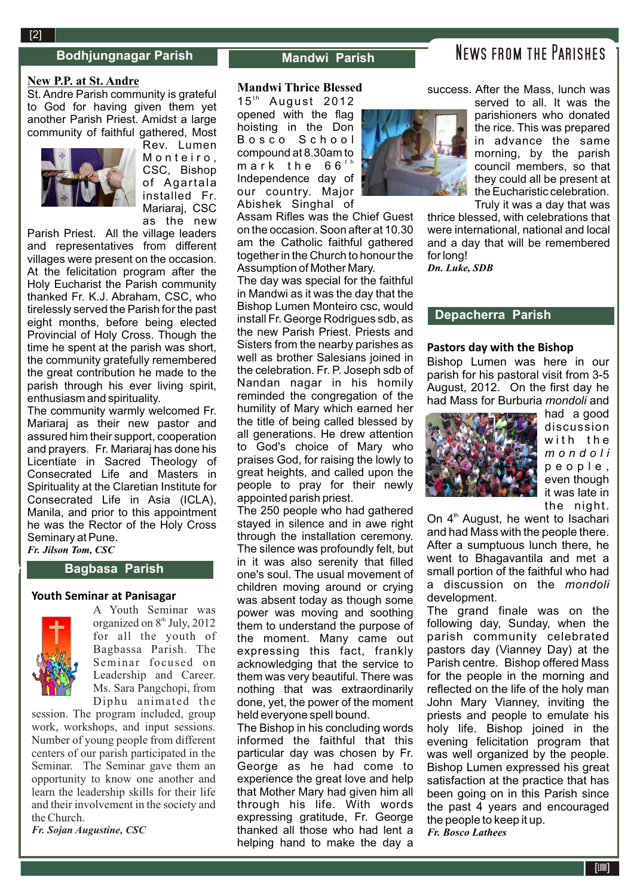# News from the Parishes

## Bodhjungnagar Parish

### New P.P. at St. Andre

St. Andre Parish community is grateful to God for having given them yet another Parish Priest. Amidst a large community of faithful gathered, Most Rev. Lumen Monteiro, CSC, Bishop of Agartala installed Fr. Mariaraj, CSC as the new Parish Priest. All the village leaders and representatives from different villages were present on the occasion. At the felicitation program after the Holy Eucharist the Parish community thanked Fr. K.J. Abraham, CSC, who tirelessly served the Parish for the past eight months, before being elected Provincial of Holy Cross. Though the time he spent at the parish was short, the community gratefully remembered the great contribution he made to the parish through his ever living spirit, enthusiasm and spirituality.

The community warmly welcomed Fr. Mariaraj as their new pastor and assured him their support, cooperation and prayers. Fr. Mariaraj has done his Licentiate in Sacred Theology of Consecrated Life and Masters in Spirituality at the Claretian Institute for Consecrated Life in Asia (ICLA), Manila, and prior to this appointment he was the Rector of the Holy Cross Seminary at Pune.

*Fr. Jilson Tom, CSC*

## Bagbasa Parish

### Youth Seminar at Panisagar

A Youth Seminar was organized on 8th July, 2012 for all the youth of Bagbassa Parish. The Seminar focused on Leadership and Career. Ms. Sara Pangchopi, from Diphu animated the session. The program included, group work, workshops, and input sessions. Number of young people from different centers of our parish participated in the Seminar. The Seminar gave them an opportunity to know one another and learn the leadership skills for their life and their involvement in the society and the Church.

*Fr. Sojan Augustine, CSC*

## Mandwi Parish

### Mandwi Thrice Blessed

15th August 2012 opened with the flag hoisting in the Don Bosco School compound at 8.30am to mark the 66th Independence day of our country. Major Abishek Singhal of Assam Rifles was the Chief Guest on the occasion. Soon after at 10.30 am the Catholic faithful gathered together in the Church to honour the Assumption of Mother Mary.

The day was special for the faithful in Mandwi as it was the day that the Bishop Lumen Monteiro csc, would install Fr. George Rodrigues sdb, as the new Parish Priest. Priests and Sisters from the nearby parishes as well as brother Salesians joined in the celebration. Fr. P. Joseph sdb of Nandan nagar in his homily reminded the congregation of the humility of Mary which earned her the title of being called blessed by all generations. He drew attention to God's choice of Mary who praises God, for raising the lowly to great heights, and called upon the people to pray for their newly appointed parish priest.

The 250 people who had gathered stayed in silence and in awe right through the installation ceremony. The silence was profoundly felt, but in it was also serenity that filled one's soul. The usual movement of children moving around or crying was absent today as though some power was moving and soothing them to understand the purpose of the moment. Many came out expressing this fact, frankly acknowledging that the service to them was very beautiful. There was nothing that was extraordinarily done, yet, the power of the moment held everyone spell bound.

The Bishop in his concluding words informed the faithful that this particular day was chosen by Fr. George as he had come to experience the great love and help that Mother Mary had given him all through his life. With words expressing gratitude, Fr. George thanked all those who had lent a helping hand to make the day a success. After the Mass, lunch was served to all. It was the parishioners who donated the rice. This was prepared in advance the same morning, by the parish council members, so that they could all be present at the Eucharistic celebration.

Truly it was a day that was thrice blessed, with celebrations that were international, national and local and a day that will be remembered for long!

*Dn. Luke, SDB*

## Depacherra Parish

### Pastors day with the Bishop

Bishop Lumen was here in our parish for his pastoral visit from 3-5 August, 2012. On the first day he had Mass for Burburia *mondoli* and had a good discussion with the *mondoli* people, even though it was late in the night.

On 4th August, he went to Isachari and had Mass with the people there. After a sumptuous lunch there, he went to Bhagavantila and met a small portion of the faithful who had a discussion on the *mondoli* development.

The grand finale was on the following day, Sunday, when the parish community celebrated pastors day (Vianney Day) at the Parish centre. Bishop offered Mass for the people in the morning and reflected on the life of the holy man John Mary Vianney, inviting the priests and people to emulate his holy life. Bishop joined in the evening felicitation program that was well organized by the people. Bishop Lumen expressed his great satisfaction at the practice that has been going on in this Parish since the past 4 years and encouraged the people to keep it up.

*Fr. Bosco Lathees*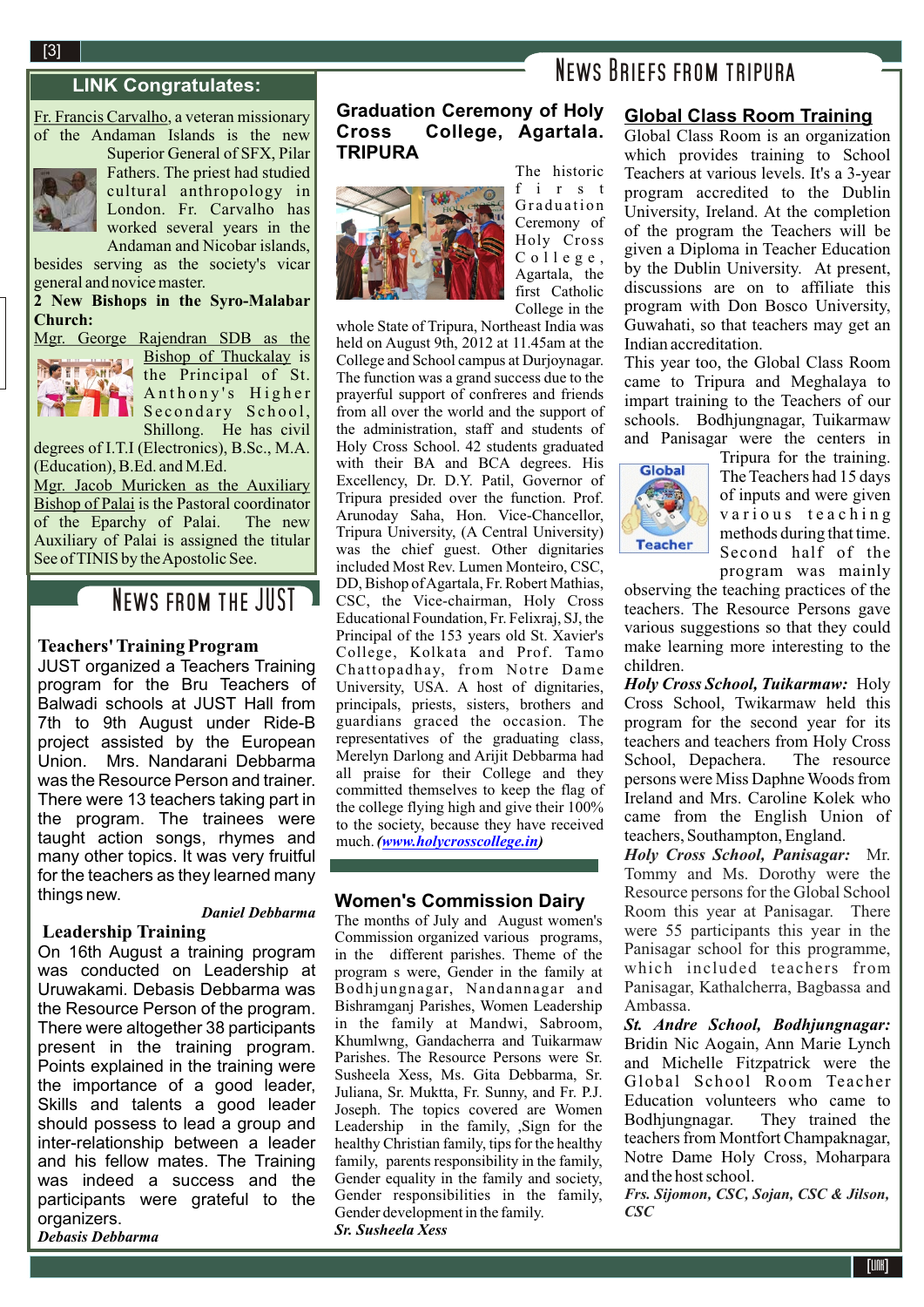## LINK Congratulates:

Fr. Francis Carvalho, a veteran missionary of the Andaman Islands is the new Superior General of SFX, Pilar Fathers. The priest had studied cultural anthropology in London. Fr. Carvalho has worked several years in the Andaman and Nicobar islands, besides serving as the society's vicar general and novice master.

**2 New Bishops in the Syro-Malabar Church:**

Mgr. George Rajendran SDB as the Bishop of Thuckalay is the Principal of St. Anthony's Higher Secondary School, Shillong. He has civil degrees of I.T.I (Electronics), B.Sc., M.A. (Education), B.Ed. and M.Ed.

Mgr. Jacob Muricken as the Auxiliary Bishop of Palai is the Pastoral coordinator of the Eparchy of Palai. The new Auxiliary of Palai is assigned the titular See of TINIS by the Apostolic See.

## News from the JUST

### Teachers' Training Program

JUST organized a Teachers Training program for the Bru Teachers of Balwadi schools at JUST Hall from 7th to 9th August under Ride-B project assisted by the European Union. Mrs. Nandarani Debbarma was the Resource Person and trainer. There were 13 teachers taking part in the program. The trainees were taught action songs, rhymes and many other topics. It was very fruitful for the teachers as they learned many things new.

***Daniel Debbarma***

### Leadership Training

On 16th August a training program was conducted on Leadership at Uruwakami. Debasis Debbarma was the Resource Person of the program. There were altogether 38 participants present in the training program. Points explained in the training were the importance of a good leader, Skills and talents a good leader should possess to lead a group and inter-relationship between a leader and his fellow mates. The Training was indeed a success and the participants were grateful to the organizers.

***Debasis Debbarma***

## News Briefs from Tripura

### Graduation Ceremony of Holy Cross College, Agartala. TRIPURA

The historic first Graduation Ceremony of Holy Cross College, Agartala, the first Catholic College in the whole State of Tripura, Northeast India was held on August 9th, 2012 at 11.45am at the College and School campus at Durjoynagar. The function was a grand success due to the prayerful support of confreres and friends from all over the world and the support of the administration, staff and students of Holy Cross School. 42 students graduated with their BA and BCA degrees. His Excellency, Dr. D.Y. Patil, Governor of Tripura presided over the function. Prof. Arunoday Saha, Hon. Vice-Chancellor, Tripura University, (A Central University) was the chief guest. Other dignitaries included Most Rev. Lumen Monteiro, CSC, DD, Bishop of Agartala, Fr. Robert Mathias, CSC, the Vice-chairman, Holy Cross Educational Foundation, Fr. Felixraj, SJ, the Principal of the 153 years old St. Xavier's College, Kolkata and Prof. Tamo Chattopadhay, from Notre Dame University, USA. A host of dignitaries, principals, priests, sisters, brothers and guardians graced the occasion. The representatives of the graduating class, Merelyn Darlong and Arijit Debbarma had all praise for their College and they committed themselves to keep the flag of the college flying high and give their 100% to the society, because they have received much. *(www.holycrosscollege.in)*

### Women's Commission Dairy

The months of July and August women's Commission organized various programs, in the different parishes. Theme of the program s were, Gender in the family at Bodhjungnagar, Nandannagar and Bishramganj Parishes, Women Leadership in the family at Mandwi, Sabroom, Khumlwng, Gandacherra and Tuikarmaw Parishes. The Resource Persons were Sr. Susheela Xess, Ms. Gita Debbarma, Sr. Juliana, Sr. Muktta, Fr. Sunny, and Fr. P.J. Joseph. The topics covered are Women Leadership in the family, ,Sign for the healthy Christian family, tips for the healthy family, parents responsibility in the family, Gender equality in the family and society, Gender responsibilities in the family, Gender development in the family.

***Sr. Susheela Xess***

### Global Class Room Training

Global Class Room is an organization which provides training to School Teachers at various levels. It's a 3-year program accredited to the Dublin University, Ireland. At the completion of the program the Teachers will be given a Diploma in Teacher Education by the Dublin University. At present, discussions are on to affiliate this program with Don Bosco University, Guwahati, so that teachers may get an Indian accreditation.

This year too, the Global Class Room came to Tripura and Meghalaya to impart training to the Teachers of our schools. Bodhjungnagar, Tuikarmaw and Panisagar were the centers in Tripura for the training. The Teachers had 15 days of inputs and were given various teaching methods during that time. Second half of the program was mainly observing the teaching practices of the teachers. The Resource Persons gave various suggestions so that they could make learning more interesting to the children.

***Holy Cross School, Tuikarmaw:*** Holy Cross School, Twikarmaw held this program for the second year for its teachers and teachers from Holy Cross School, Depachera. The resource persons were Miss Daphne Woods from Ireland and Mrs. Caroline Kolek who came from the English Union of teachers, Southampton, England.

***Holy Cross School, Panisagar:*** Mr. Tommy and Ms. Dorothy were the Resource persons for the Global School Room this year at Panisagar. There were 55 participants this year in the Panisagar school for this programme, which included teachers from Panisagar, Kathalcherra, Bagbassa and Ambassa.

***St. Andre School, Bodhjungnagar:*** Bridin Nic Aogain, Ann Marie Lynch and Michelle Fitzpatrick were the Global School Room Teacher Education volunteers who came to Bodhjungnagar. They trained the teachers from Montfort Champaknagar, Notre Dame Holy Cross, Moharpara and the host school.

***Frs. Sijomon, CSC, Sojan, CSC & Jilson, CSC***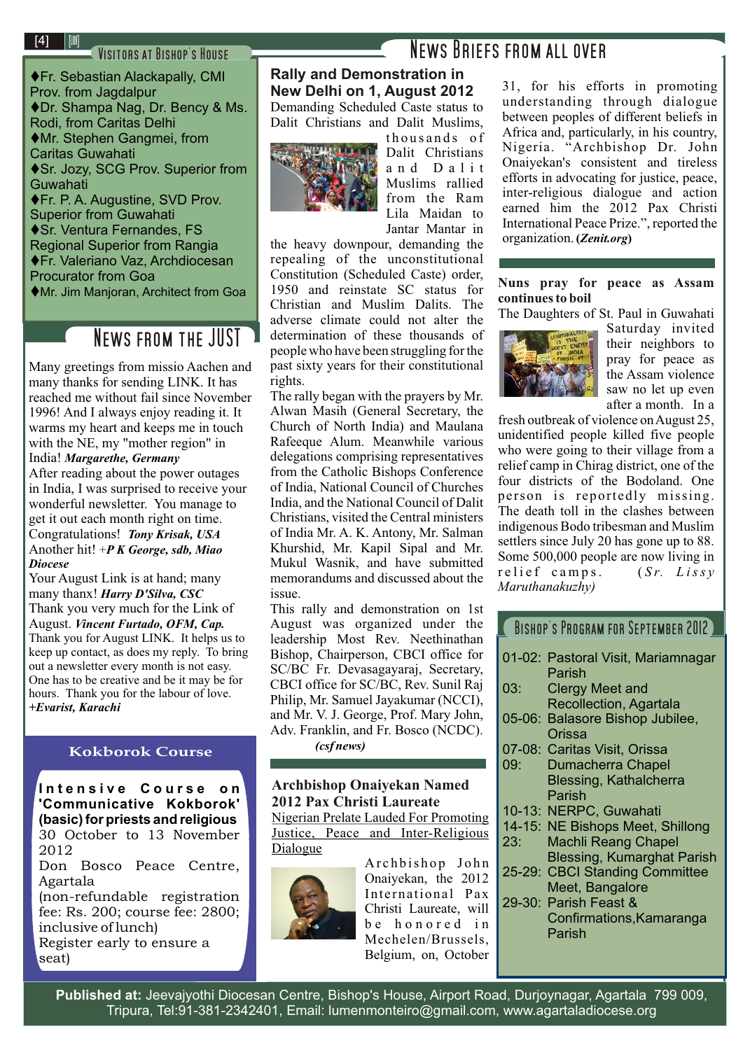## Visitors at Bishop's House

- ♦Fr. Sebastian Alackapally, CMI Prov. from Jagdalpur
- ♦Dr. Shampa Nag, Dr. Bency & Ms. Rodi, from Caritas Delhi
- ♦Mr. Stephen Gangmei, from Caritas Guwahati
- ♦Sr. Jozy, SCG Prov. Superior from Guwahati
- ♦Fr. P. A. Augustine, SVD Prov. Superior from Guwahati
- ♦Sr. Ventura Fernandes, FS Regional Superior from Rangia
- ♦Fr. Valeriano Vaz, Archdiocesan Procurator from Goa
- ♦Mr. Jim Manjoran, Architect from Goa

## News from the JUST

Many greetings from missio Aachen and many thanks for sending LINK. It has reached me without fail since November 1996! And I always enjoy reading it. It warms my heart and keeps me in touch with the NE, my "mother region" in India! ***Margarethe, Germany***

After reading about the power outages in India, I was surprised to receive your wonderful newsletter. You manage to get it out each month right on time. Congratulations! ***Tony Krisak, USA***

Another hit! ***+P K George, sdb, Miao Diocese***

Your August Link is at hand; many many thanx! ***Harry D'Silva, CSC***

Thank you very much for the Link of August. ***Vincent Furtado, OFM, Cap.***

Thank you for August LINK. It helps us to keep up contact, as does my reply. To bring out a newsletter every month is not easy. One has to be creative and be it may be for hours. Thank you for the labour of love. ***+Evarist, Karachi***

## Kokborok Course

**Intensive Course on 'Communicative Kokborok' (basic) for priests and religious**

30 October to 13 November 2012

Don Bosco Peace Centre, Agartala

(non-refundable registration fee: Rs. 200; course fee: 2800; inclusive of lunch)

Register early to ensure a seat)

## News Briefs from All Over

### Rally and Demonstration in New Delhi on 1, August 2012

Demanding Scheduled Caste status to Dalit Christians and Dalit Muslims, thousands of Dalit Christians and Dalit Muslims rallied from the Ram Lila Maidan to Jantar Mantar in the heavy downpour, demanding the repealing of the unconstitutional Constitution (Scheduled Caste) order, 1950 and reinstate SC status for Christian and Muslim Dalits. The adverse climate could not alter the determination of these thousands of people who have been struggling for the past sixty years for their constitutional rights.

The rally began with the prayers by Mr. Alwan Masih (General Secretary, the Church of North India) and Maulana Rafeeque Alum. Meanwhile various delegations comprising representatives from the Catholic Bishops Conference of India, National Council of Churches India, and the National Council of Dalit Christians, visited the Central ministers of India Mr. A. K. Antony, Mr. Salman Khurshid, Mr. Kapil Sipal and Mr. Mukul Wasnik, and have submitted memorandums and discussed about the issue.

This rally and demonstration on 1st August was organized under the leadership Most Rev. Neethinathan Bishop, Chairperson, CBCI office for SC/BC Fr. Devasagayaraj, Secretary, CBCI office for SC/BC, Rev. Sunil Raj Philip, Mr. Samuel Jayakumar (NCCI), and Mr. V. J. George, Prof. Mary John, Adv. Franklin, and Fr. Bosco (NCDC). ***(csf news)***

### Archbishop Onaiyekan Named 2012 Pax Christi Laureate

Nigerian Prelate Lauded For Promoting Justice, Peace and Inter-Religious Dialogue

Archbishop John Onaiyekan, the 2012 International Pax Christi Laureate, will be honored in Mechelen/Brussels, Belgium, on, October 31, for his efforts in promoting understanding through dialogue between peoples of different beliefs in Africa and, particularly, in his country, Nigeria. "Archbishop Dr. John Onaiyekan's consistent and tireless efforts in advocating for justice, peace, inter-religious dialogue and action earned him the 2012 Pax Christi International Peace Prize.", reported the organization. ***(Zenit.org)***

### Nuns pray for peace as Assam continues to boil

The Daughters of St. Paul in Guwahati Saturday invited their neighbors to pray for peace as the Assam violence saw no let up even after a month. In a fresh outbreak of violence on August 25, unidentified people killed five people who were going to their village from a relief camp in Chirag district, one of the four districts of the Bodoland. One person is reportedly missing. The death toll in the clashes between indigenous Bodo tribesman and Muslim settlers since July 20 has gone up to 88. Some 500,000 people are now living in relief camps. *(Sr. Lissy Maruthanakuzhy)*

## Bishop's Program for September 2012

| | |
|---|---|
| 01-02: | Pastoral Visit, Mariamnagar Parish |
| 03: | Clergy Meet and Recollection, Agartala |
| 05-06: | Balasore Bishop Jubilee, Orissa |
| 07-08: | Caritas Visit, Orissa |
| 09: | Dumacherra Chapel Blessing, Kathalcherra Parish |
| 10-13: | NERPC, Guwahati |
| 14-15: | NE Bishops Meet, Shillong |
| 23: | Machli Reang Chapel Blessing, Kumarghat Parish |
| 25-29: | CBCI Standing Committee Meet, Bangalore |
| 29-30: | Parish Feast & Confirmations,Kamaranga Parish |

**Published at:** Jeevajyothi Diocesan Centre, Bishop's House, Airport Road, Durjoynagar, Agartala 799 009, Tripura, Tel:91-381-2342401, Email: lumenmonteiro@gmail.com, www.agartaladiocese.org